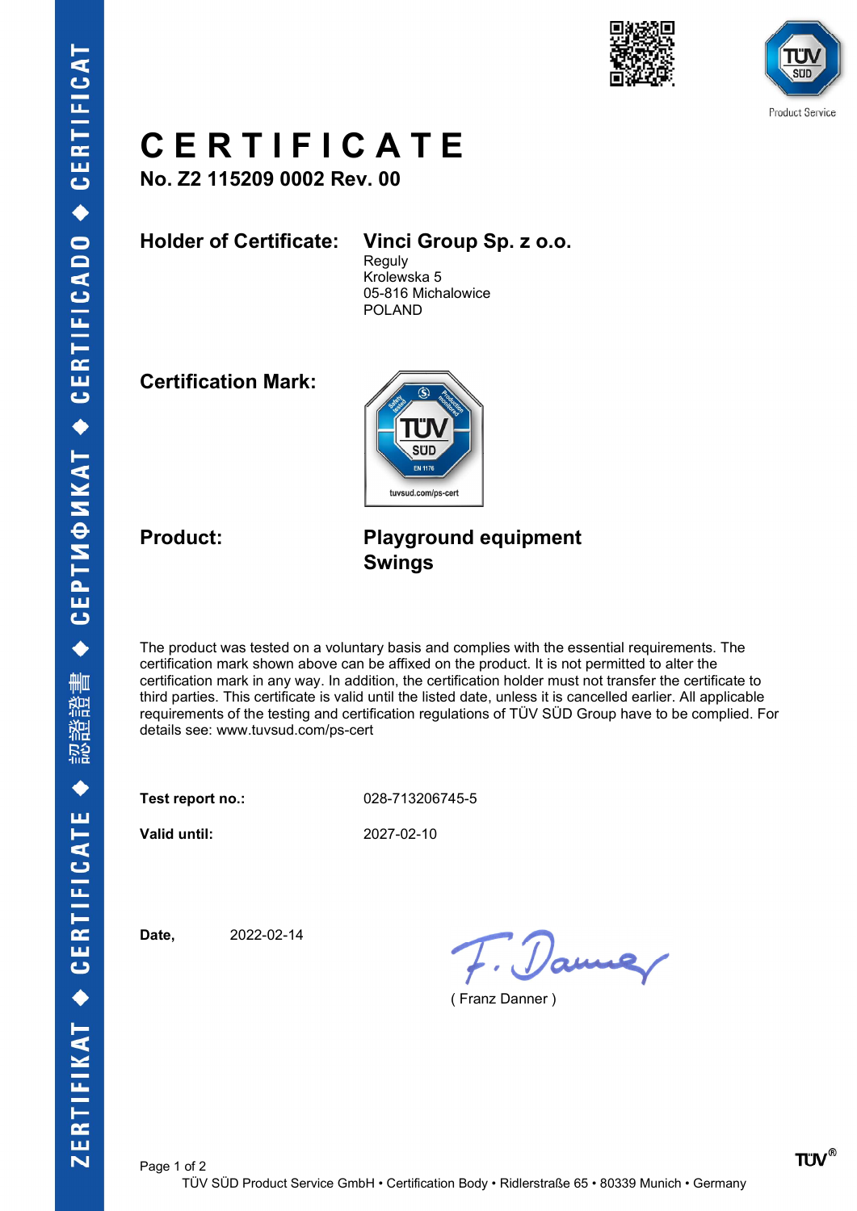# CERTIFICATE

**No. Z2 115209 0002 Rev. 00**

**Holder of Certificate:** **Vinci Group Sp. z o.o.**
Reguly
Krolewska 5
05-816 Michalowice
POLAND

**Certification Mark:**

**Product:** **Playground equipment**
**Swings**

The product was tested on a voluntary basis and complies with the essential requirements. The certification mark shown above can be affixed on the product. It is not permitted to alter the certification mark in any way. In addition, the certification holder must not transfer the certificate to third parties. This certificate is valid until the listed date, unless it is cancelled earlier. All applicable requirements of the testing and certification regulations of TÜV SÜD Group have to be complied. For details see: www.tuvsud.com/ps-cert

**Test report no.:** 028-713206745-5

**Valid until:** 2027-02-10

**Date,** 2022-02-14

( Franz Danner )

TÜV SÜD Product Service GmbH • Certification Body • Ridlerstraße 65 • 80339 Munich • Germany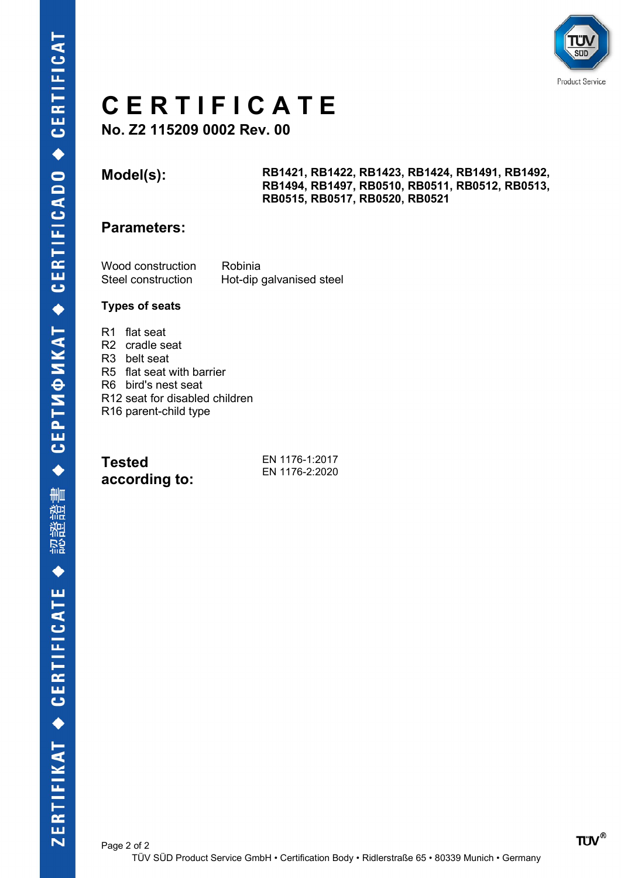# CERTIFICATE

**No. Z2 115209 0002 Rev. 00**

| | |
|---|---|
| **Model(s):** | **RB1421, RB1422, RB1423, RB1424, RB1491, RB1492, RB1494, RB1497, RB0510, RB0511, RB0512, RB0513, RB0515, RB0517, RB0520, RB0521** |

## Parameters:

| | |
|---|---|
| Wood construction | Robinia |
| Steel construction | Hot-dip galvanised steel |

### Types of seats

R1 flat seat
R2 cradle seat
R3 belt seat
R5 flat seat with barrier
R6 bird's nest seat
R12 seat for disabled children
R16 parent-child type

| | |
|---|---|
| **Tested according to:** | EN 1176-1:2017<br>EN 1176-2:2020 |

TÜV SÜD Product Service GmbH • Certification Body • Ridlerstraße 65 • 80339 Munich • Germany